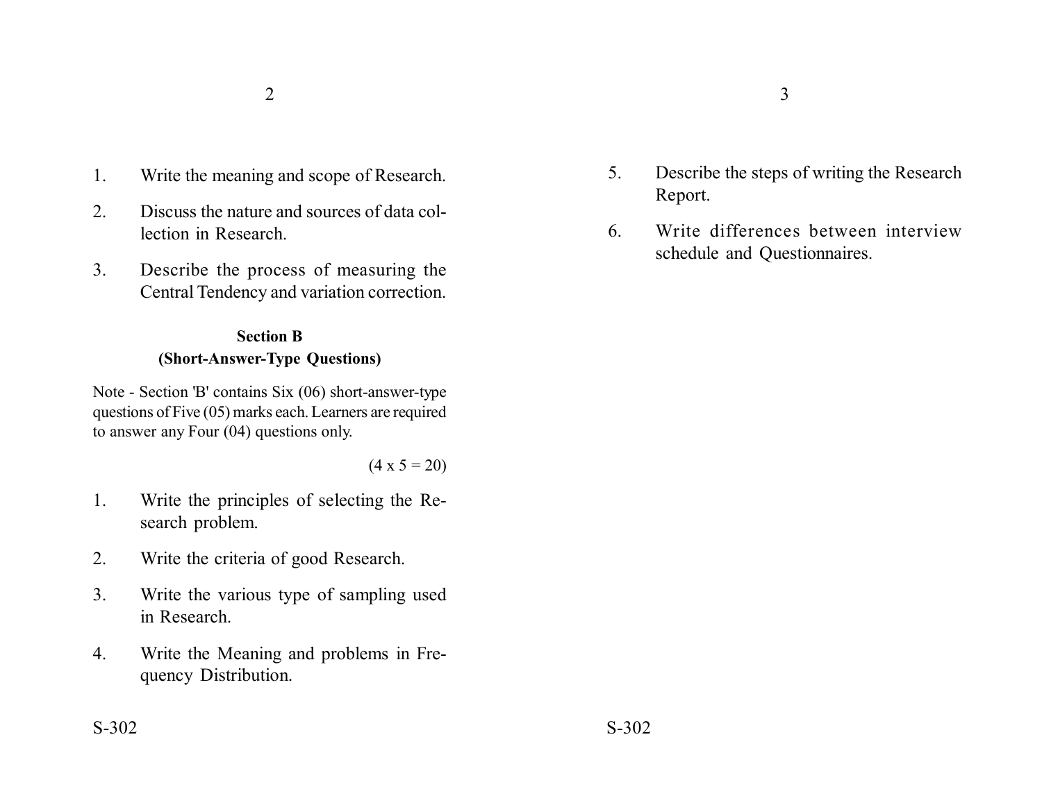1. Write the meaning and scope of Research.
2. Discuss the nature and sources of data collection in Research.
3. Describe the process of measuring the Central Tendency and variation correction.

**Section B**

**(Short-Answer-Type Questions)**

Note - Section 'B' contains Six (06) short-answer-type questions of Five (05) marks each. Learners are required to answer any Four (04) questions only.

(4 x 5 = 20)

1. Write the principles of selecting the Research problem.
2. Write the criteria of good Research.
3. Write the various type of sampling used in Research.
4. Write the Meaning and problems in Frequency Distribution.
5. Describe the steps of writing the Research Report.
6. Write differences between interview schedule and Questionnaires.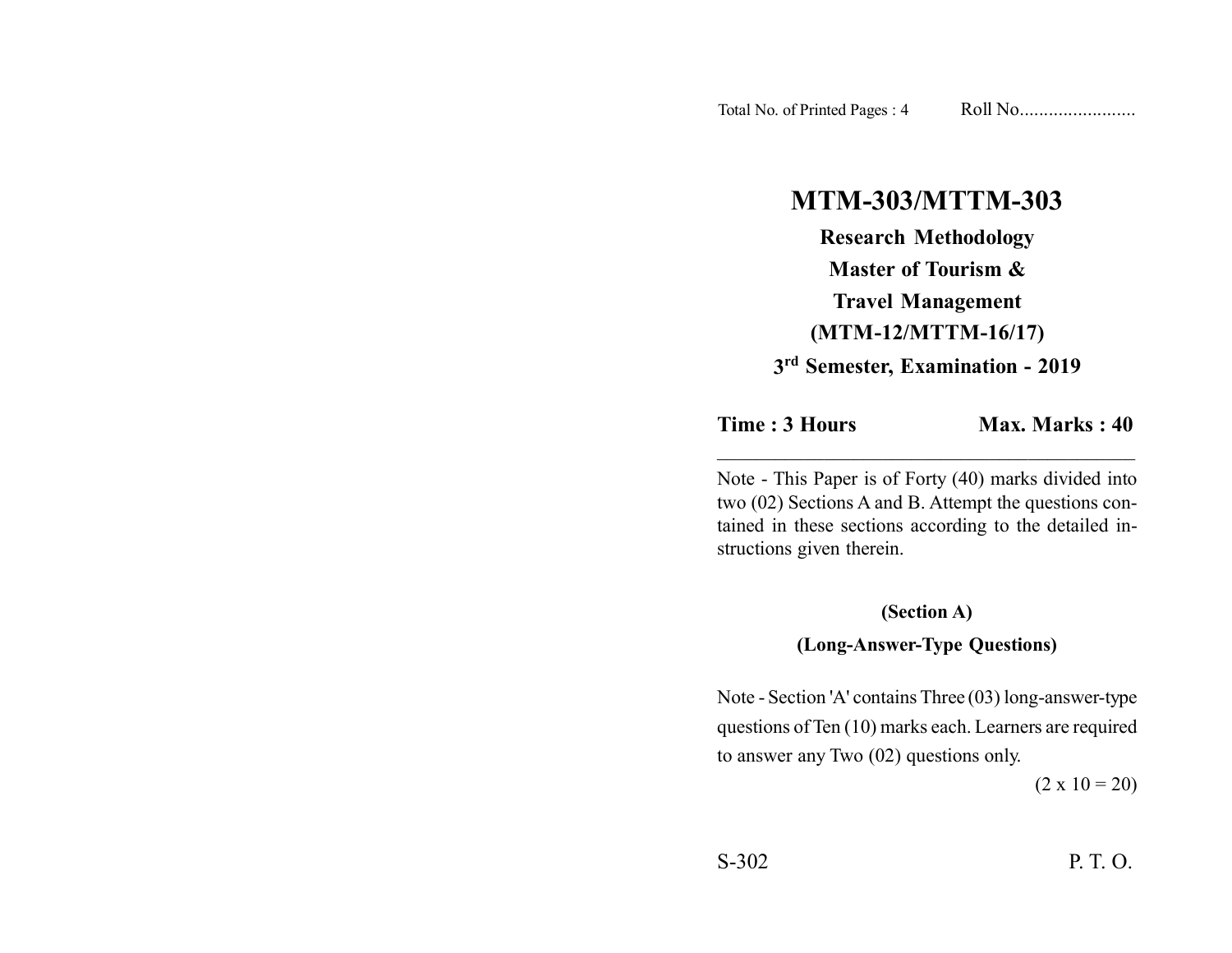Total No. of Printed Pages : 4 Roll No........................

# MTM-303/MTTM-303

## Research Methodology

## Master of Tourism & Travel Management

## (MTM-12/MTTM-16/17)

## 3rd Semester, Examination - 2019

**Time : 3 Hours** **Max. Marks : 40**

---

Note - This Paper is of Forty (40) marks divided into two (02) Sections A and B. Attempt the questions contained in these sections according to the detailed instructions given therein.

### (Section A)

### (Long-Answer-Type Questions)

Note - Section 'A' contains Three (03) long-answer-type questions of Ten (10) marks each. Learners are required to answer any Two (02) questions only.

(2 x 10 = 20)

S-302 P. T. O.